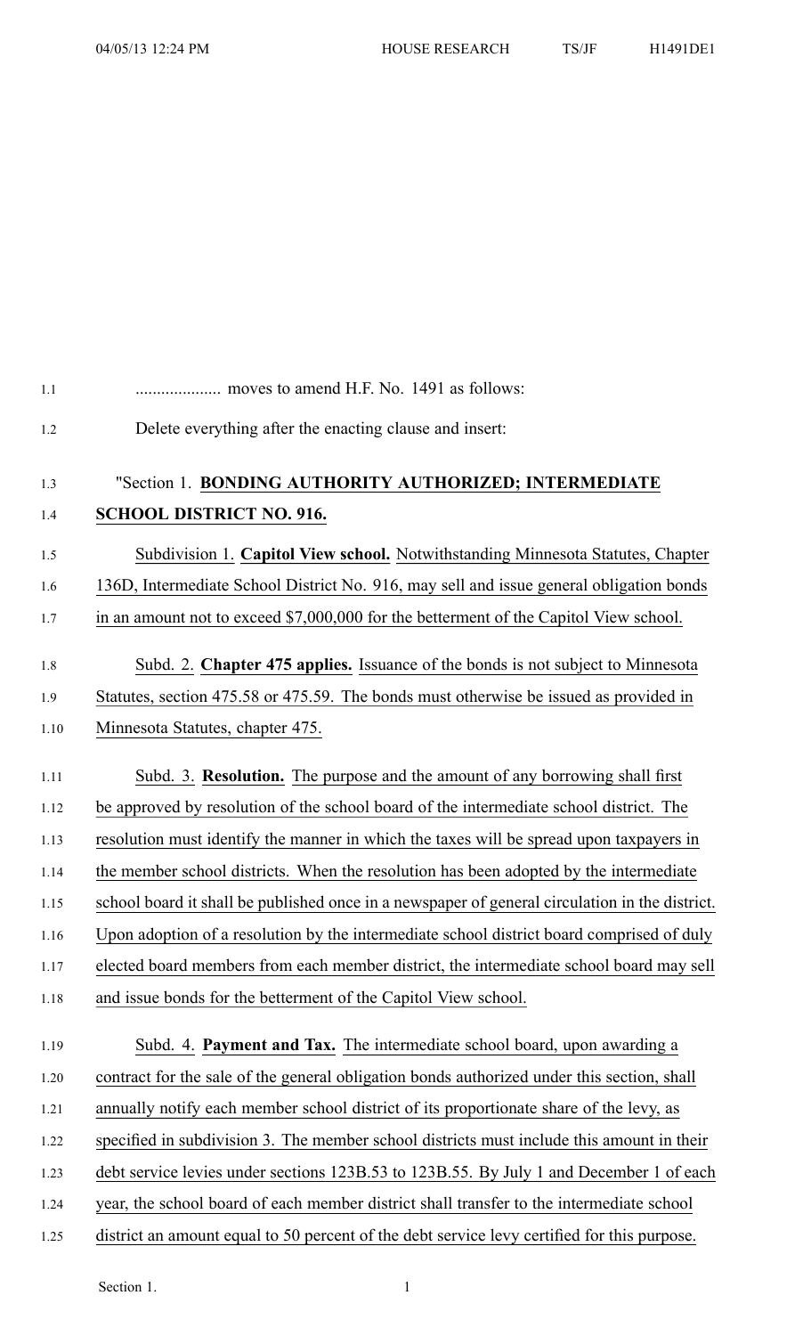.................... moves to amend H.F. No. 1491 as follows:

Delete everything after the enacting clause and insert:

"Section 1. **BONDING AUTHORITY AUTHORIZED; INTERMEDIATE SCHOOL DISTRICT NO. 916.**

Subdivision 1. **Capitol View school.** Notwithstanding Minnesota Statutes, Chapter 136D, Intermediate School District No. 916, may sell and issue general obligation bonds in an amount not to exceed $7,000,000 for the betterment of the Capitol View school.

Subd. 2. **Chapter 475 applies.** Issuance of the bonds is not subject to Minnesota Statutes, section 475.58 or 475.59. The bonds must otherwise be issued as provided in Minnesota Statutes, chapter 475.

Subd. 3. **Resolution.** The purpose and the amount of any borrowing shall first be approved by resolution of the school board of the intermediate school district. The resolution must identify the manner in which the taxes will be spread upon taxpayers in the member school districts. When the resolution has been adopted by the intermediate school board it shall be published once in a newspaper of general circulation in the district. Upon adoption of a resolution by the intermediate school district board comprised of duly elected board members from each member district, the intermediate school board may sell and issue bonds for the betterment of the Capitol View school.

Subd. 4. **Payment and Tax.** The intermediate school board, upon awarding a contract for the sale of the general obligation bonds authorized under this section, shall annually notify each member school district of its proportionate share of the levy, as specified in subdivision 3. The member school districts must include this amount in their debt service levies under sections 123B.53 to 123B.55. By July 1 and December 1 of each year, the school board of each member district shall transfer to the intermediate school district an amount equal to 50 percent of the debt service levy certified for this purpose.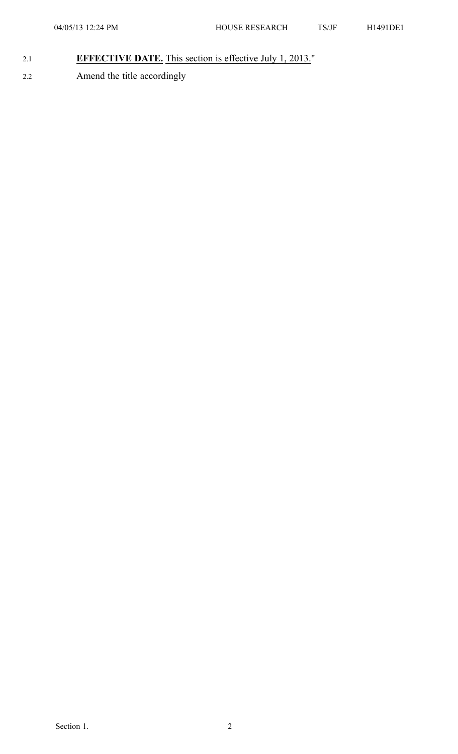**EFFECTIVE DATE.** This section is effective July 1, 2013."

Amend the title accordingly